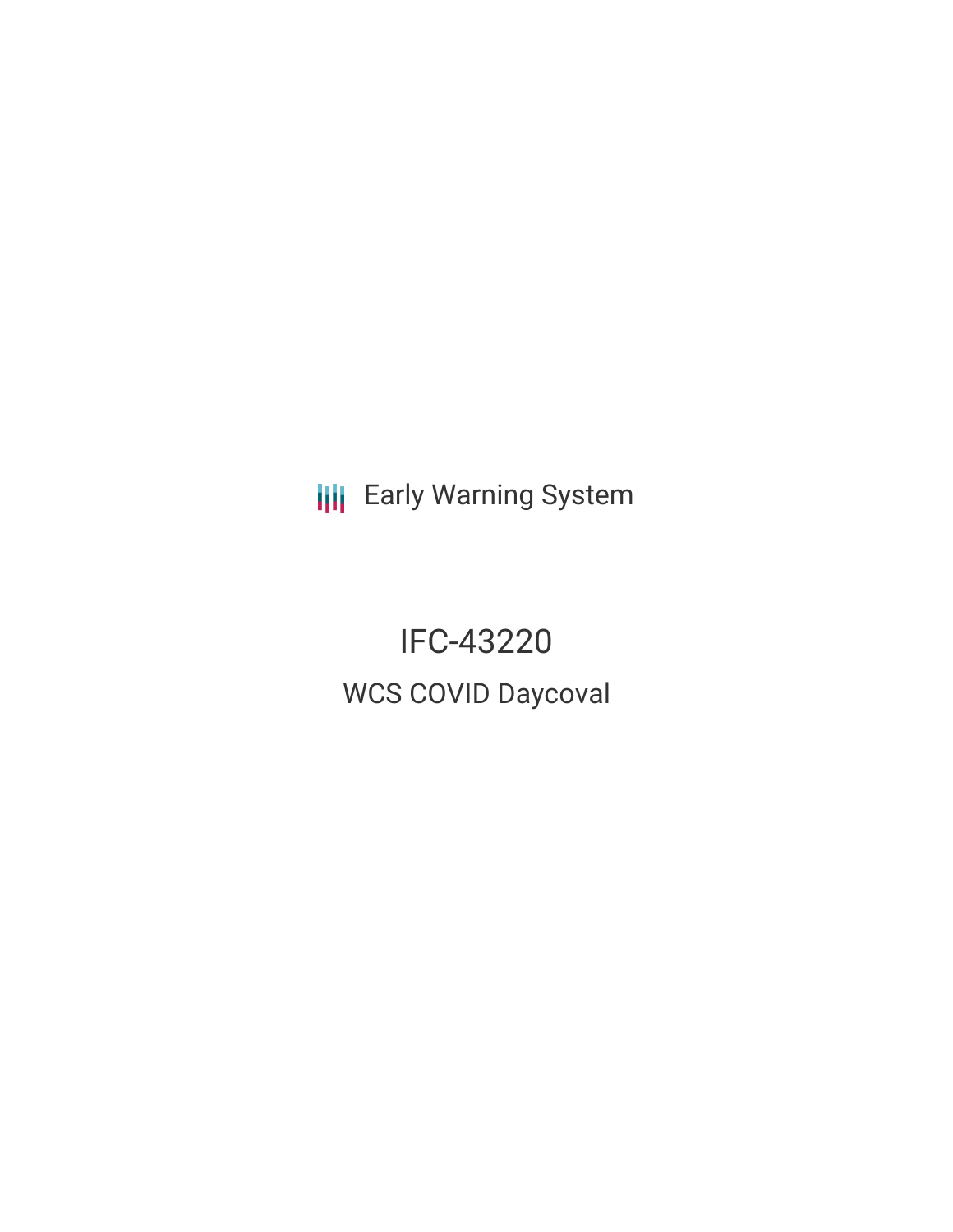Early Warning System

# IFC-43220

## WCS COVID Daycoval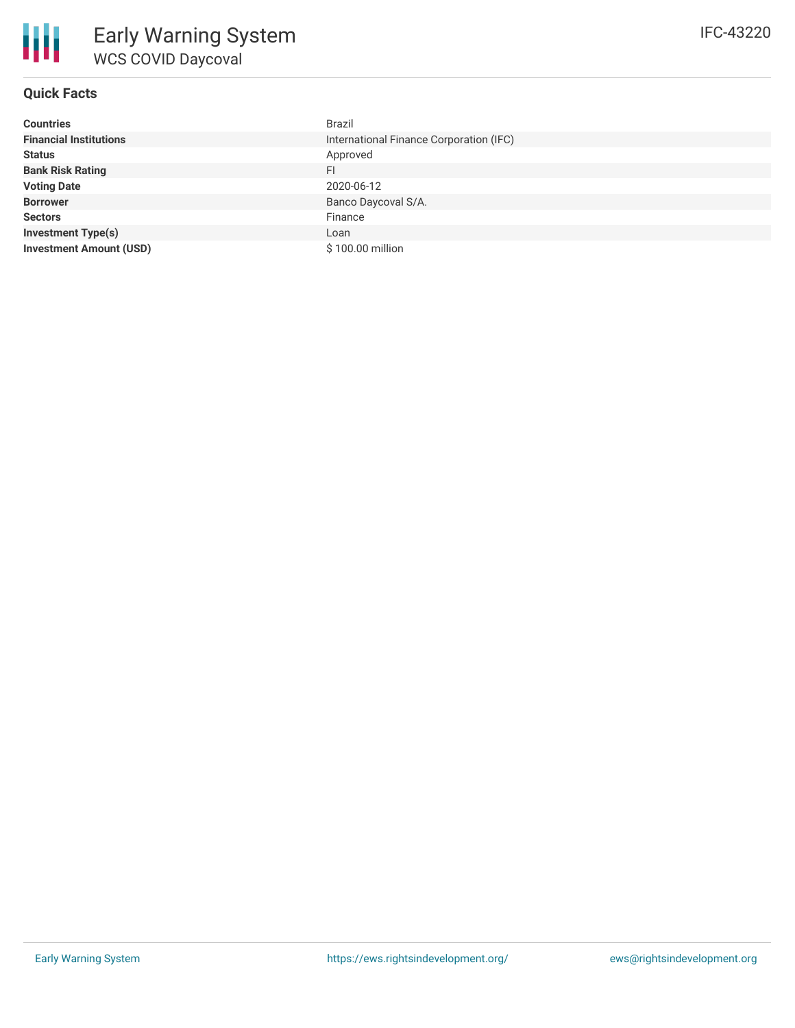# Early Warning System

## WCS COVID Daycoval

IFC-43220

### Quick Facts

| | |
|---|---|
| **Countries** | Brazil |
| **Financial Institutions** | International Finance Corporation (IFC) |
| **Status** | Approved |
| **Bank Risk Rating** | FI |
| **Voting Date** | 2020-06-12 |
| **Borrower** | Banco Daycoval S/A. |
| **Sectors** | Finance |
| **Investment Type(s)** | Loan |
| **Investment Amount (USD)** | $ 100.00 million |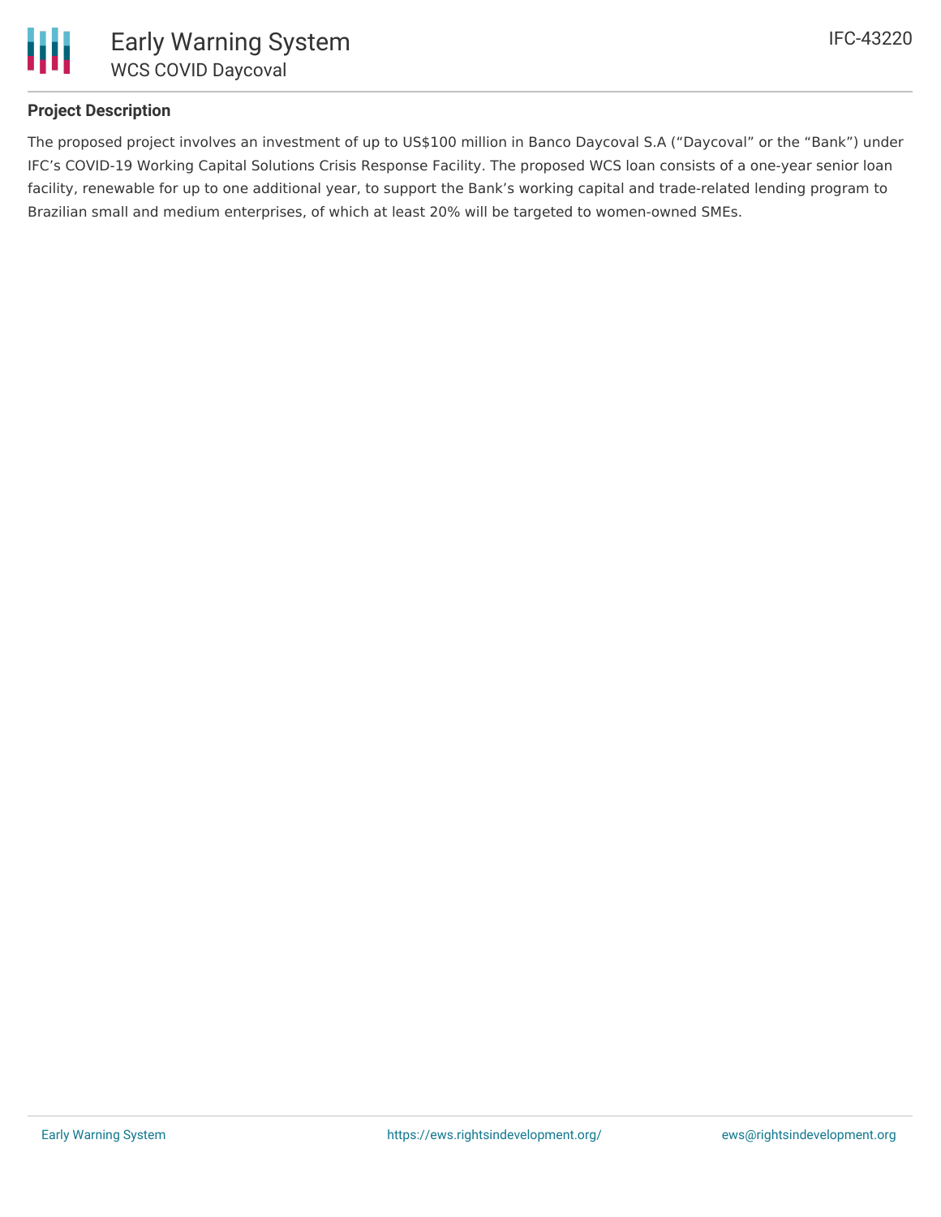## Project Description

The proposed project involves an investment of up to US$100 million in Banco Daycoval S.A ("Daycoval" or the "Bank") under IFC's COVID-19 Working Capital Solutions Crisis Response Facility. The proposed WCS loan consists of a one-year senior loan facility, renewable for up to one additional year, to support the Bank's working capital and trade-related lending program to Brazilian small and medium enterprises, of which at least 20% will be targeted to women-owned SMEs.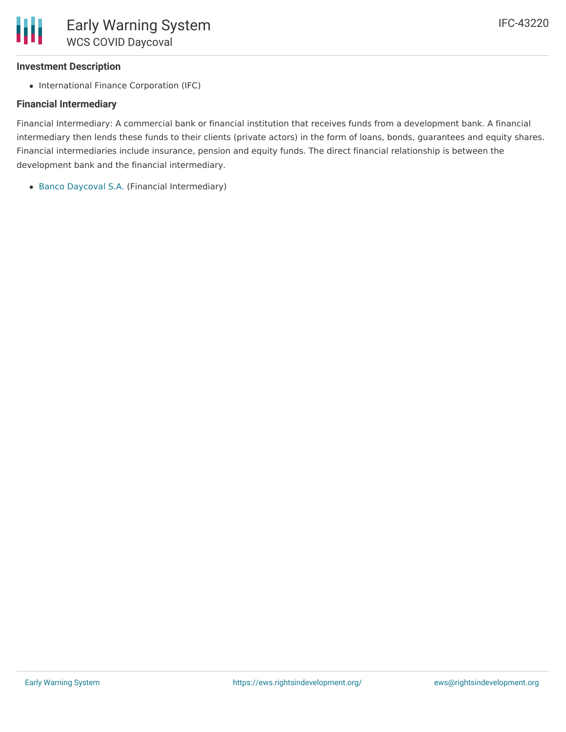### Investment Description

- International Finance Corporation (IFC)

### Financial Intermediary

Financial Intermediary: A commercial bank or financial institution that receives funds from a development bank. A financial intermediary then lends these funds to their clients (private actors) in the form of loans, bonds, guarantees and equity shares. Financial intermediaries include insurance, pension and equity funds. The direct financial relationship is between the development bank and the financial intermediary.

- Banco Daycoval S.A. (Financial Intermediary)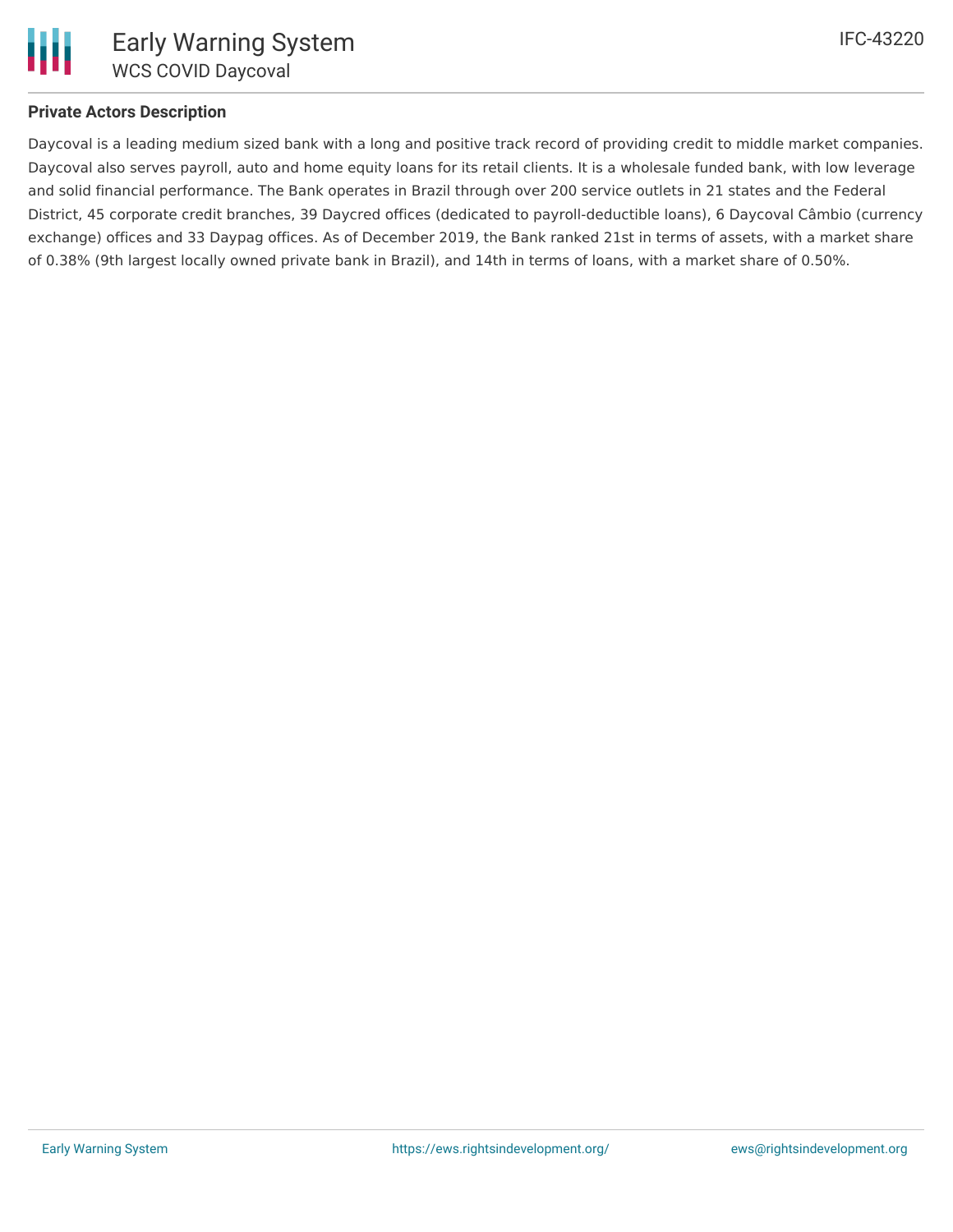**Private Actors Description**

Daycoval is a leading medium sized bank with a long and positive track record of providing credit to middle market companies. Daycoval also serves payroll, auto and home equity loans for its retail clients. It is a wholesale funded bank, with low leverage and solid financial performance. The Bank operates in Brazil through over 200 service outlets in 21 states and the Federal District, 45 corporate credit branches, 39 Daycred offices (dedicated to payroll-deductible loans), 6 Daycoval Câmbio (currency exchange) offices and 33 Daypag offices. As of December 2019, the Bank ranked 21st in terms of assets, with a market share of 0.38% (9th largest locally owned private bank in Brazil), and 14th in terms of loans, with a market share of 0.50%.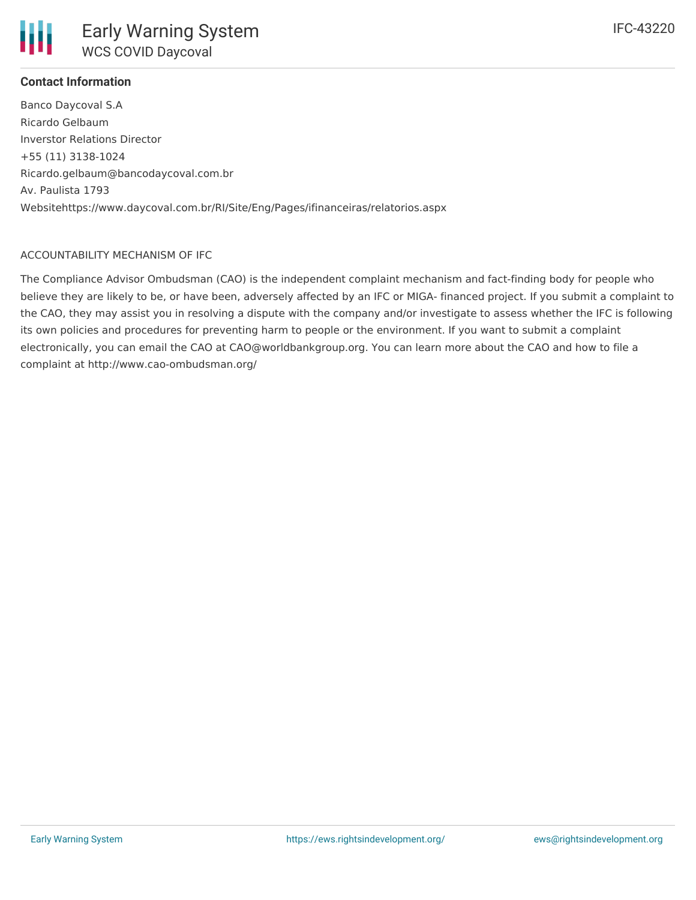### Contact Information

Banco Daycoval S.A

Ricardo Gelbaum

Inverstor Relations Director

+55 (11) 3138-1024

Ricardo.gelbaum@bancodaycoval.com.br

Av. Paulista 1793

Websitehttps://www.daycoval.com.br/RI/Site/Eng/Pages/ifinanceiras/relatorios.aspx

ACCOUNTABILITY MECHANISM OF IFC

The Compliance Advisor Ombudsman (CAO) is the independent complaint mechanism and fact-finding body for people who believe they are likely to be, or have been, adversely affected by an IFC or MIGA- financed project. If you submit a complaint to the CAO, they may assist you in resolving a dispute with the company and/or investigate to assess whether the IFC is following its own policies and procedures for preventing harm to people or the environment. If you want to submit a complaint electronically, you can email the CAO at CAO@worldbankgroup.org. You can learn more about the CAO and how to file a complaint at http://www.cao-ombudsman.org/